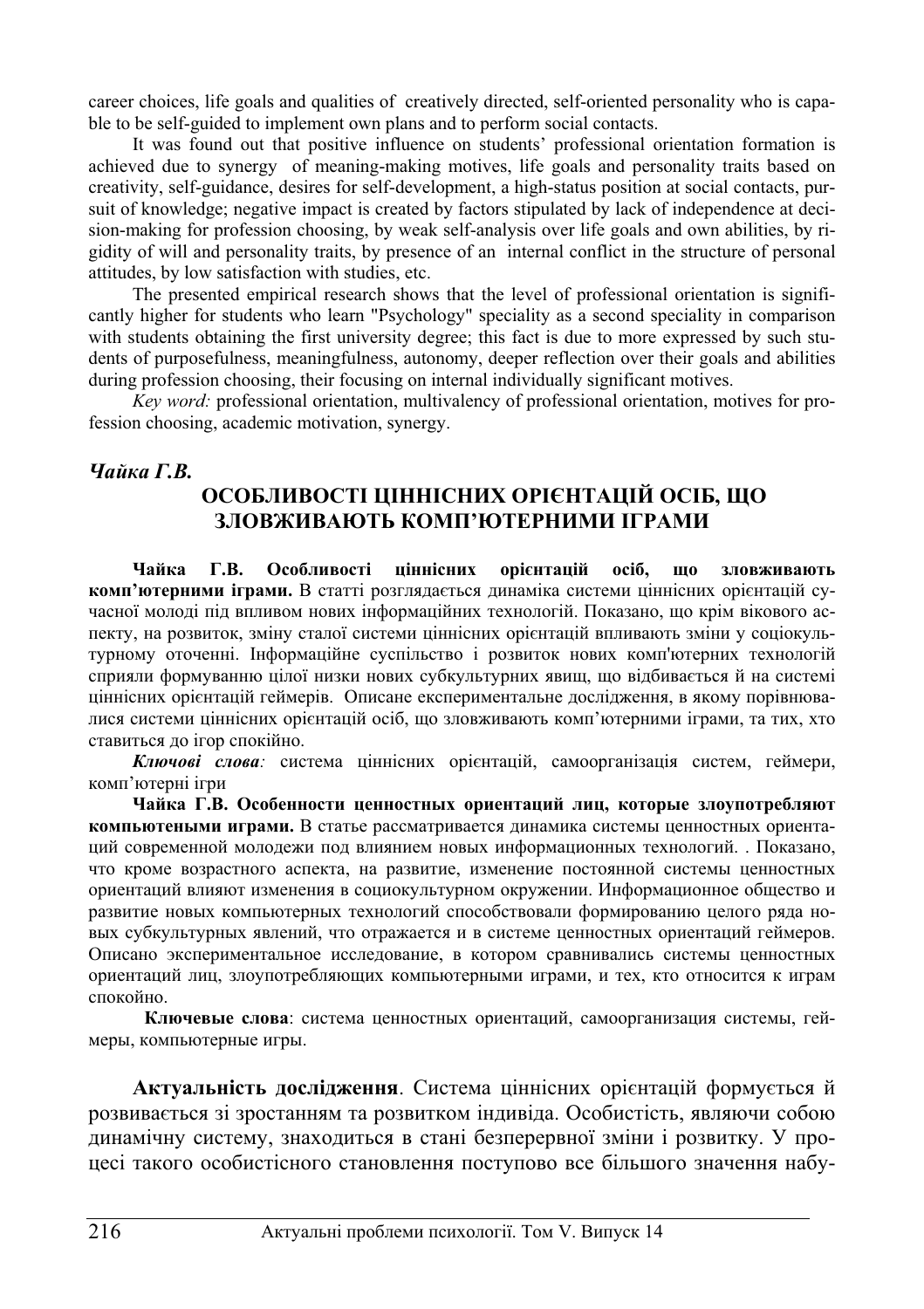career choices, life goals and qualities of creatively directed, self-oriented personality who is capable to be self-guided to implement own plans and to perform social contacts.

It was found out that positive influence on students' professional orientation formation is achieved due to synergy of meaning-making motives, life goals and personality traits based on creativity, self-guidance, desires for self-development, a high-status position at social contacts, pursuit of knowledge; negative impact is created by factors stipulated by lack of independence at decision-making for profession choosing, by weak self-analysis over life goals and own abilities, by rigidity of will and personality traits, by presence of an internal conflict in the structure of personal attitudes, by low satisfaction with studies, etc.

The presented empirical research shows that the level of professional orientation is significantly higher for students who learn "Psychology" speciality as a second speciality in comparison with students obtaining the first university degree; this fact is due to more expressed by such students of purposefulness, meaningfulness, autonomy, deeper reflection over their goals and abilities during profession choosing, their focusing on internal individually significant motives.

*Key word:* professional orientation, multivalency of professional orientation, motives for profession choosing, academic motivation, synergy.

***Чайка Г.В.***

## ОСОБЛИВОСТІ ЦІННІСНИХ ОРІЄНТАЦІЙ ОСІБ, ЩО ЗЛОВЖИВАЮТЬ КОМП'ЮТЕРНИМИ ІГРАМИ

**Чайка Г.В. Особливості ціннісних орієнтацій осіб, що зловживають комп'ютерними іграми.** В статті розглядається динаміка системи ціннісних орієнтацій сучасної молоді під впливом нових інформаційних технологій. Показано, що крім вікового аспекту, на розвиток, зміну сталої системи ціннісних орієнтацій впливають зміни у соціокультурному оточенні. Інформаційне суспільство і розвиток нових комп'ютерних технологій сприяли формуванню цілої низки нових субкультурних явищ, що відбивається й на системі ціннісних орієнтацій геймерів. Описане експериментальне дослідження, в якому порівнювалися системи ціннісних орієнтацій осіб, що зловживають комп'ютерними іграми, та тих, хто ставиться до ігор спокійно.

***Ключові слова:*** система ціннісних орієнтацій, самоорганізація систем, геймери, комп'ютерні ігри

**Чайка Г.В. Особенности ценностных ориентаций лиц, которые злоупотребляют компьютеными играми.** В статье рассматривается динамика системы ценностных ориентаций современной молодежи под влиянием новых информационных технологий. . Показано, что кроме возрастного аспекта, на развитие, изменение постоянной системы ценностных ориентаций влияют изменения в социокультурном окружении. Информационное общество и развитие новых компьютерных технологий способствовали формированию целого ряда новых субкультурных явлений, что отражается и в системе ценностных ориентаций геймеров. Описано экспериментальное исследование, в котором сравнивались системы ценностных ориентаций лиц, злоупотребляющих компьютерными играми, и тех, кто относится к играм спокойно.

**Ключевые слова**: система ценностных ориентаций, самоорганизация системы, геймеры, компьютерные игры.

**Актуальність дослідження**. Система ціннісних орієнтацій формується й розвивається зі зростанням та розвитком індивіда. Особистість, являючи собою динамічну систему, знаходиться в стані безперервної зміни і розвитку. У процесі такого особистісного становлення поступово все більшого значення набу-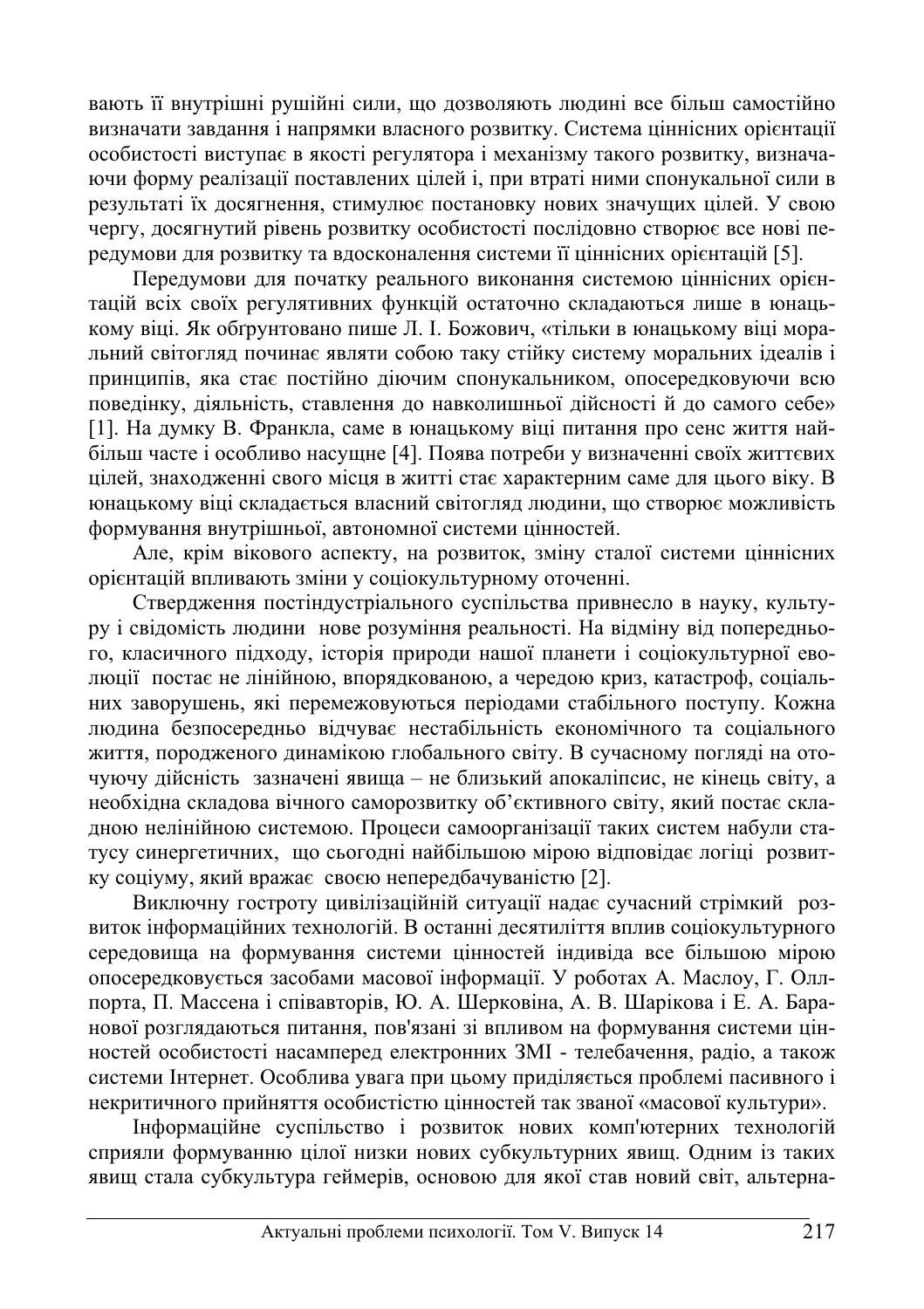вають її внутрішні рушійні сили, що дозволяють людині все більш самостійно визначати завдання і напрямки власного розвитку. Система ціннісних орієнтації особистості виступає в якості регулятора і механізму такого розвитку, визначаючи форму реалізації поставлених цілей і, при втраті ними спонукальної сили в результаті їх досягнення, стимулює постановку нових значущих цілей. У свою чергу, досягнутий рівень розвитку особистості послідовно створює все нові передумови для розвитку та вдосконалення системи її ціннісних орієнтацій [5].

Передумови для початку реального виконання системою ціннісних орієнтацій всіх своїх регулятивних функцій остаточно складаються лише в юнацькому віці. Як обґрунтовано пише Л. І. Божович, «тільки в юнацькому віці моральний світогляд починає являти собою таку стійку систему моральних ідеалів і принципів, яка стає постійно діючим спонукальником, опосередковуючи всю поведінку, діяльність, ставлення до навколишньої дійсності й до самого себе» [1]. На думку В. Франкла, саме в юнацькому віці питання про сенс життя найбільш часте і особливо насущне [4]. Поява потреби у визначенні своїх життєвих цілей, знаходженні свого місця в житті стає характерним саме для цього віку. В юнацькому віці складається власний світогляд людини, що створює можливість формування внутрішньої, автономної системи цінностей.

Але, крім вікового аспекту, на розвиток, зміну сталої системи ціннісних орієнтацій впливають зміни у соціокультурному оточенні.

Ствердження постіндустріального суспільства привнесло в науку, культуру і свідомість людини нове розуміння реальності. На відміну від попереднього, класичного підходу, історія природи нашої планети і соціокультурної еволюції постає не лінійною, впорядкованою, а чередою криз, катастроф, соціальних заворушень, які перемежовуються періодами стабільного поступу. Кожна людина безпосередньо відчуває нестабільність економічного та соціального життя, породженого динамікою глобального світу. В сучасному погляді на оточуючу дійсність зазначені явища – не близький апокаліпсис, не кінець світу, а необхідна складова вічного саморозвитку об'єктивного світу, який постає складною нелінійною системою. Процеси самоорганізації таких систем набули статусу синергетичних, що сьогодні найбільшою мірою відповідає логіці розвитку соціуму, який вражає своєю непередбачуваністю [2].

Виключну гостроту цивілізаційній ситуації надає сучасний стрімкий розвиток інформаційних технологій. В останні десятиліття вплив соціокультурного середовища на формування системи цінностей індивіда все більшою мірою опосередковується засобами масової інформації. У роботах А. Маслоу, Г. Олпорта, П. Массена і співавторів, Ю. А. Шерковіна, А. В. Шарікова і Е. А. Баранової розглядаються питання, пов'язані зі впливом на формування системи цінностей особистості насамперед електронних ЗМІ - телебачення, радіо, а також системи Інтернет. Особлива увага при цьому приділяється проблемі пасивного і некритичного прийняття особистістю цінностей так званої «масової культури».

Інформаційне суспільство і розвиток нових комп'ютерних технологій сприяли формуванню цілої низки нових субкультурних явищ. Одним із таких явищ стала субкультура геймерів, основою для якої став новий світ, альтерна-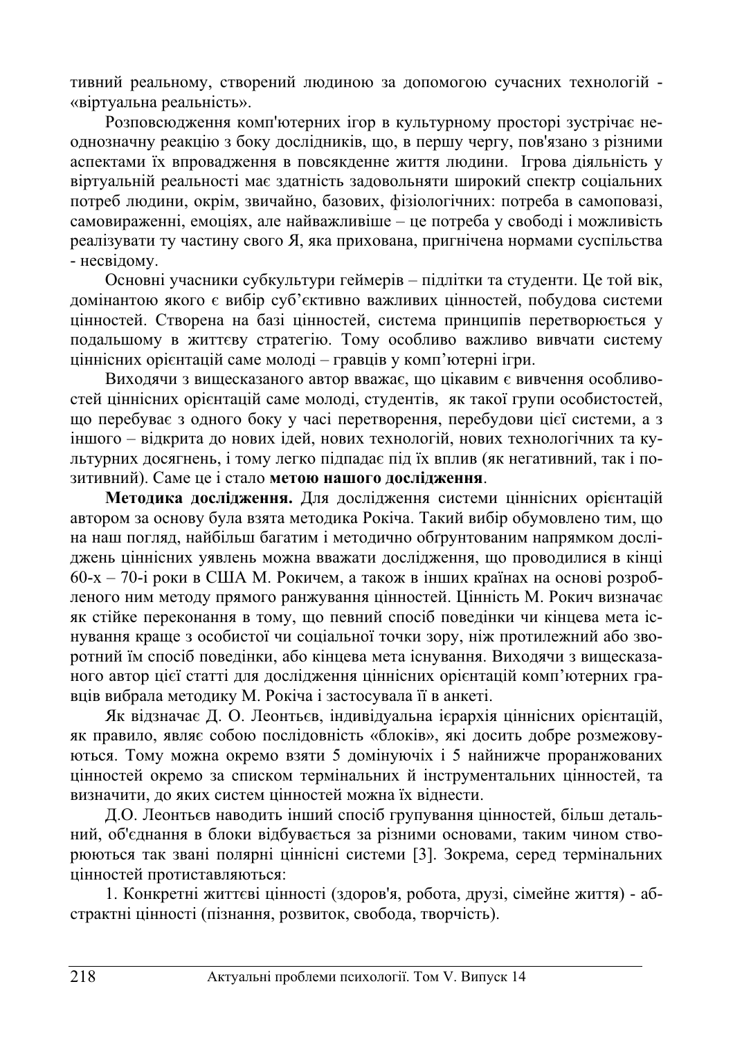тивний реальному, створений людиною за допомогою сучасних технологій - «віртуальна реальність».

Розповсюдження комп'ютерних ігор в культурному просторі зустрічає неоднозначну реакцію з боку дослідників, що, в першу чергу, пов'язано з різними аспектами їх впровадження в повсякдення життя людини.  Ігрова діяльність у віртуальній реальності має здатність задовольняти широкий спектр соціальних потреб людини, окрім, звичайно, базових, фізіологічних: потреба в самоповазі, самовираженні, емоціях, але найважливіше – це потреба у свободі і можливість реалізувати ту частину свого Я, яка прихована, пригнічена нормами суспільства - несвідому.

Основні учасники субкультури геймерів – підлітки та студенти. Це той вік, домінантою якого є вибір суб'єктивно важливих цінностей, побудова системи цінностей. Створена на базі цінностей, система принципів перетворюється у подальшому в життєву стратегію. Тому особливо важливо вивчати систему ціннісних орієнтацій саме молоді – гравців у комп'ютерні ігри.

Виходячи з вищесказаного автор вважає, що цікавим є вивчення особливостей ціннісних орієнтацій саме молоді, студентів,  як такої групи особистостей, що перебуває з одного боку у часі перетворення, перебудови цієї системи, а з іншого – відкрита до нових ідей, нових технологій, нових технологічних та культурних досягнень, і тому легко підпадає під їх вплив (як негативний, так і позитивний). Саме це і стало **метою нашого дослідження**.

**Методика дослідження.** Для дослідження системи ціннісних орієнтацій автором за основу була взята методика Рокіча. Такий вибір обумовлено тим, що на наш погляд, найбільш багатим і методично обґрунтованим напрямком досліджень ціннісних уявлень можна вважати дослідження, що проводилися в кінці 60-х – 70-і роки в США М. Рокичем, а також в інших країнах на основі розробленого ним методу прямого ранжування цінностей. Цінність М. Рокич визначає як стійке переконання в тому, що певний спосіб поведінки чи кінцева мета існування краще з особистої чи соціальної точки зору, ніж протилежний або зворотний їм спосіб поведінки, або кінцева мета існування. Виходячи з вищесказаного автор цієї статті для дослідження ціннісних орієнтацій комп'ютерних гравців вибрала методику М. Рокіча і застосувала її в анкеті.

Як відзначає Д. О. Леонтьєв, індивідуальна ієрархія ціннісних орієнтацій, як правило, являє собою послідовність «блоків», які досить добре розмежовуються. Тому можна окремо взяти 5 домінуючих і 5 найнижче проранжованих цінностей окремо за списком термінальних й інструментальних цінностей, та визначити, до яких систем цінностей можна їх віднести.

Д.О. Леонтьєв наводить інший спосіб групування цінностей, більш детальний, об'єднання в блоки відбувається за різними основами, таким чином створюються так звані полярні ціннісні системи [3]. Зокрема, серед термінальних цінностей протиставляються:

1. Конкретні життєві цінності (здоров'я, робота, друзі, сімейне життя) - абстрактні цінності (пізнання, розвиток, свобода, творчість).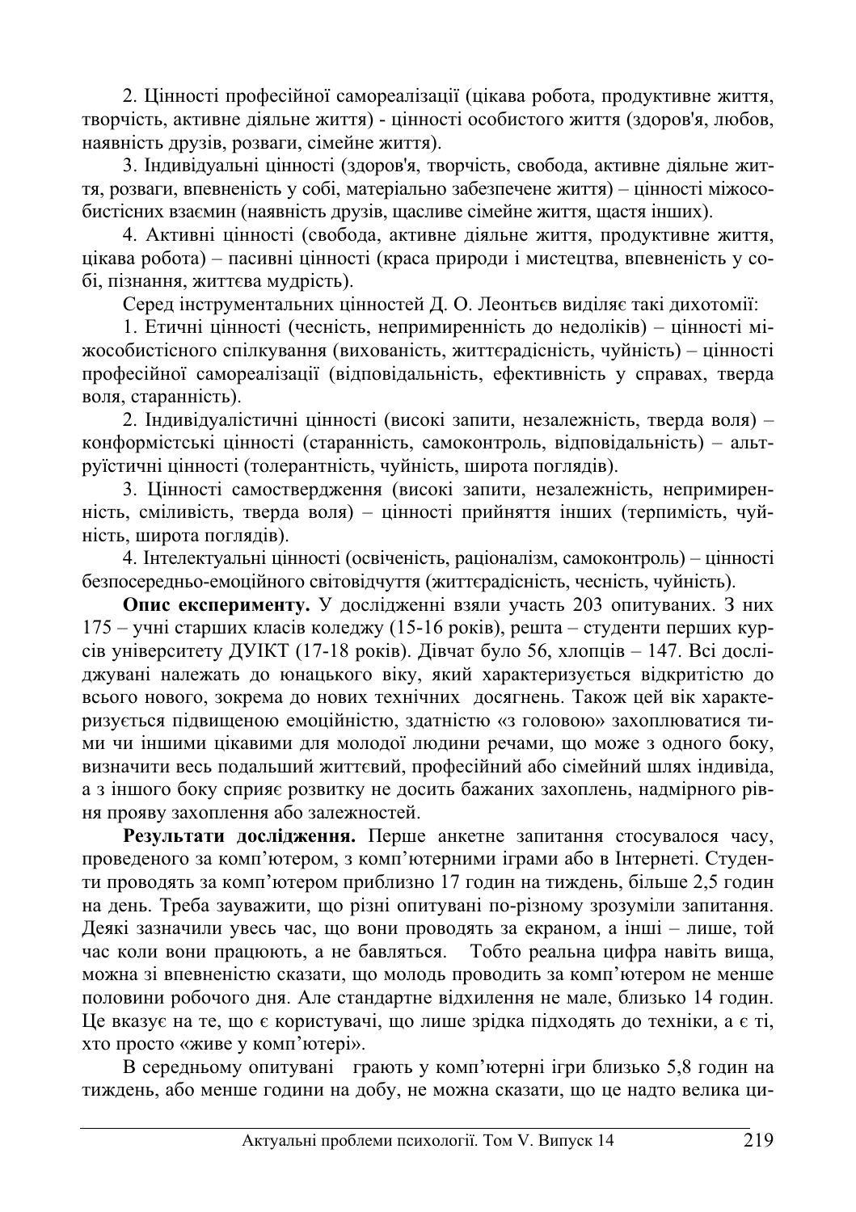2. Цінності професійної самореалізації (цікава робота, продуктивне життя, творчість, активне діяльне життя) - цінності особистого життя (здоров'я, любов, наявність друзів, розваги, сімейне життя).

3. Індивідуальні цінності (здоров'я, творчість, свобода, активне діяльне життя, розваги, впевненість у собі, матеріально забезпечене життя) – цінності міжособистісних взаємин (наявність друзів, щасливе сімейне життя, щастя інших).

4. Активні цінності (свобода, активне діяльне життя, продуктивне життя, цікава робота) – пасивні цінності (краса природи і мистецтва, впевненість у собі, пізнання, життєва мудрість).

Серед інструментальних цінностей Д. О. Леонтьєв виділяє такі дихотомії:

1. Етичні цінності (чесність, непримиренність до недоліків) – цінності міжособистісного спілкування (вихованість, життєрадісність, чуйність) – цінності професійної самореалізації (відповідальність, ефективність у справах, тверда воля, старанність).

2. Індивідуалістичні цінності (високі запити, незалежність, тверда воля) – конформістські цінності (старанність, самоконтроль, відповідальність) – альтруїстичні цінності (толерантність, чуйність, широта поглядів).

3. Цінності самоствердження (високі запити, незалежність, непримиренність, сміливість, тверда воля) – цінності прийняття інших (терпимість, чуйність, широта поглядів).

4. Інтелектуальні цінності (освіченість, раціоналізм, самоконтроль) – цінності безпосередньо-емоційного світовідчуття (життєрадісність, чесність, чуйність).

**Опис експерименту.** У дослідженні взяли участь 203 опитуваних. З них 175 – учні старших класів коледжу (15-16 років), решта – студенти перших курсів університету ДУІКТ (17-18 років). Дівчат було 56, хлопців – 147. Всі досліджувані належать до юнацького віку, який характеризується відкритістю до всього нового, зокрема до нових технічних досягнень. Також цей вік характеризується підвищеною емоційністю, здатністю «з головою» захоплюватися тими чи іншими цікавими для молодої людини речами, що може з одного боку, визначити весь подальший життєвий, професійний або сімейний шлях індивіда, а з іншого боку сприяє розвитку не досить бажаних захоплень, надмірного рівня прояву захоплення або залежностей.

**Результати дослідження.** Перше анкетне запитання стосувалося часу, проведеного за комп'ютером, з комп'ютерними іграми або в Інтернеті. Студенти проводять за комп'ютером приблизно 17 годин на тиждень, більше 2,5 годин на день. Треба зауважити, що різні опитувані по-різному зрозуміли запитання. Деякі зазначили увесь час, що вони проводять за екраном, а інші – лише, той час коли вони працюють, а не бавляться. Тобто реальна цифра навіть вища, можна зі впевненістю сказати, що молодь проводить за комп'ютером не менше половини робочого дня. Але стандартне відхилення не мале, близько 14 годин. Це вказує на те, що є користувачі, що лише зрідка підходять до техніки, а є ті, хто просто «живе у комп'ютері».

В середньому опитувані грають у комп'ютерні ігри близько 5,8 годин на тиждень, або менше години на добу, не можна сказати, що це надто велика ци-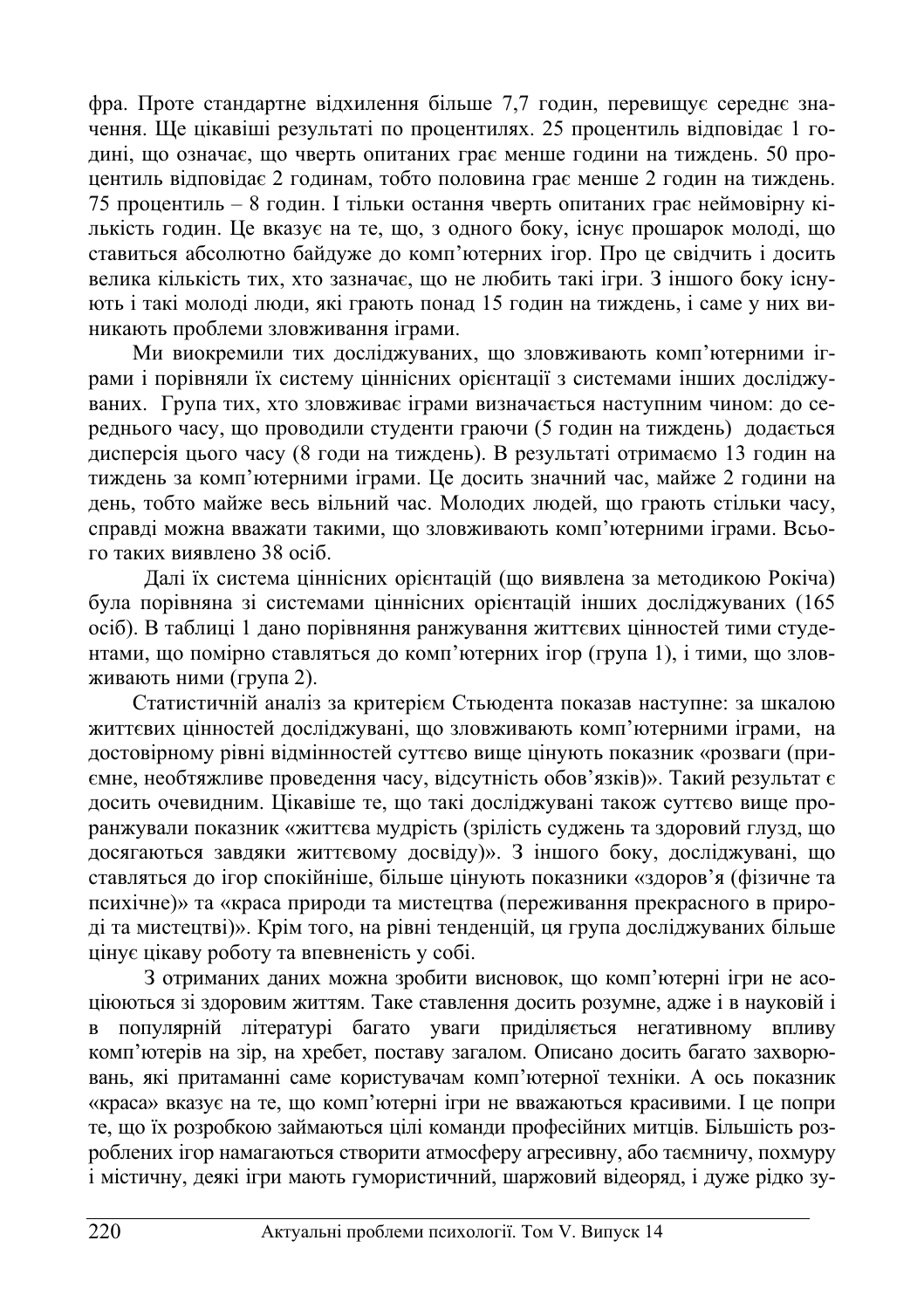фра. Проте стандартне відхилення більше 7,7 годин, перевищує середнє значення. Ще цікавіші результаті по процентилях. 25 процентиль відповідає 1 годині, що означає, що чверть опитаних грає менше години на тиждень. 50 процентиль відповідає 2 годинам, тобто половина грає менше 2 годин на тиждень. 75 процентиль – 8 годин. І тільки остання чверть опитаних грає неймовірну кількість годин. Це вказує на те, що, з одного боку, існує прошарок молоді, що ставиться абсолютно байдуже до комп'ютерних ігор. Про це свідчить і досить велика кількість тих, хто зазначає, що не любить такі ігри. З іншого боку існують і такі молоді люди, які грають понад 15 годин на тиждень, і саме у них виникають проблеми зловживання іграми.

Ми виокремили тих досліджуваних, що зловживають комп'ютерними іграми і порівняли їх систему ціннісних орієнтації з системами інших досліджуваних. Група тих, хто зловживає іграми визначається наступним чином: до середнього часу, що проводили студенти граючи (5 годин на тиждень) додається дисперсія цього часу (8 годи на тиждень). В результаті отримаємо 13 годин на тиждень за комп'ютерними іграми. Це досить значний час, майже 2 години на день, тобто майже весь вільний час. Молодих людей, що грають стільки часу, справді можна вважати такими, що зловживають комп'ютерними іграми. Всього таких виявлено 38 осіб.

Далі їх система ціннісних орієнтацій (що виявлена за методикою Рокіча) була порівняна зі системами ціннісних орієнтацій інших досліджуваних (165 осіб). В таблиці 1 дано порівняння ранжування життєвих цінностей тими студентами, що помірно ставляться до комп'ютерних ігор (група 1), і тими, що зловживають ними (група 2).

Статистичній аналіз за критерієм Стьюдента показав наступне: за шкалою життєвих цінностей досліджувані, що зловживають комп'ютерними іграми, на достовірному рівні відмінностей суттєво вище цінують показник «розваги (приємне, необтяжливе проведення часу, відсутність обов'язків)». Такий результат є досить очевидним. Цікавіше те, що такі досліджувані також суттєво вище проранжували показник «життєва мудрість (зрілість суджень та здоровий глузд, що досягаються завдяки життєвому досвіду)». З іншого боку, досліджувані, що ставляться до ігор спокійніше, більше цінують показники «здоров'я (фізичне та психічне)» та «краса природи та мистецтва (переживання прекрасного в природі та мистецтві)». Крім того, на рівні тенденцій, ця група досліджуваних більше цінує цікаву роботу та впевненість у собі.

З отриманих даних можна зробити висновок, що комп'ютерні ігри не асоціюються зі здоровим життям. Таке ставлення досить розумне, адже і в науковій і в популярній літературі багато уваги приділяється негативному впливу комп'ютерів на зір, на хребет, поставу загалом. Описано досить багато захворювань, які притаманні саме користувачам комп'ютерної техніки. А ось показник «краса» вказує на те, що комп'ютерні ігри не вважаються красивими. І це попри те, що їх розробкою займаються цілі команди професійних митців. Більшість розроблених ігор намагаються створити атмосферу агресивну, або таємничу, похмуру і містичну, деякі ігри мають гумористичний, шаржовий відеоряд, і дуже рідко зу-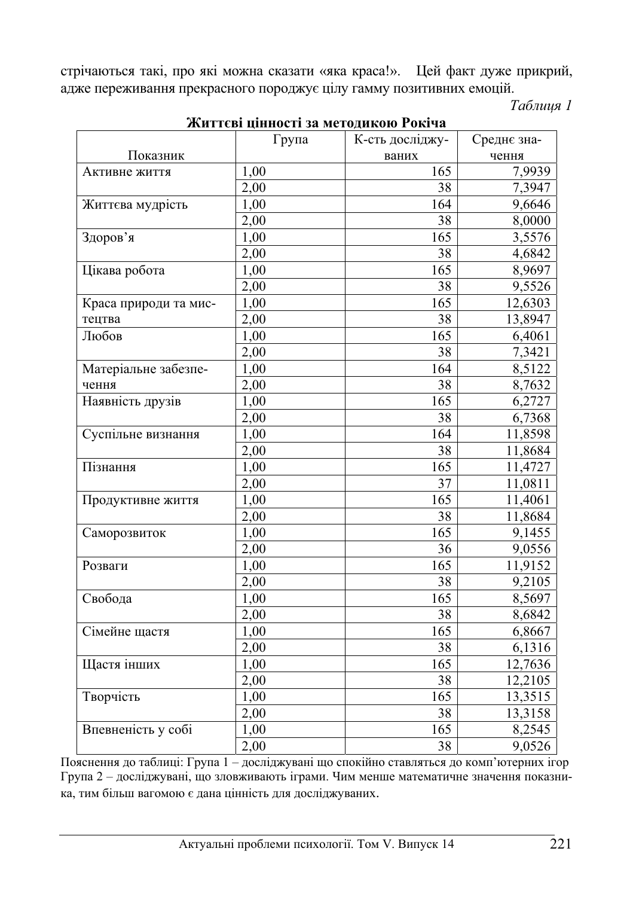стрічаються такі, про які можна сказати «яка краса!». Цей факт дуже прикрий, адже переживання прекрасного породжує цілу гамму позитивних емоцій.

*Таблиця 1*

**Життєві цінності за методикою Рокіча**

| Показник | Група | К-сть досліджуваних | Среднє значення |
|---|---|---|---|
| Активне життя | 1,00 | 165 | 7,9939 |
| | 2,00 | 38 | 7,3947 |
| Життєва мудрість | 1,00 | 164 | 9,6646 |
| | 2,00 | 38 | 8,0000 |
| Здоров'я | 1,00 | 165 | 3,5576 |
| | 2,00 | 38 | 4,6842 |
| Цікава робота | 1,00 | 165 | 8,9697 |
| | 2,00 | 38 | 9,5526 |
| Краса природи та мистецтва | 1,00 | 165 | 12,6303 |
| | 2,00 | 38 | 13,8947 |
| Любов | 1,00 | 165 | 6,4061 |
| | 2,00 | 38 | 7,3421 |
| Матеріальне забезпечення | 1,00 | 164 | 8,5122 |
| | 2,00 | 38 | 8,7632 |
| Наявність друзів | 1,00 | 165 | 6,2727 |
| | 2,00 | 38 | 6,7368 |
| Суспільне визнання | 1,00 | 164 | 11,8598 |
| | 2,00 | 38 | 11,8684 |
| Пізнання | 1,00 | 165 | 11,4727 |
| | 2,00 | 37 | 11,0811 |
| Продуктивне життя | 1,00 | 165 | 11,4061 |
| | 2,00 | 38 | 11,8684 |
| Саморозвиток | 1,00 | 165 | 9,1455 |
| | 2,00 | 36 | 9,0556 |
| Розваги | 1,00 | 165 | 11,9152 |
| | 2,00 | 38 | 9,2105 |
| Свобода | 1,00 | 165 | 8,5697 |
| | 2,00 | 38 | 8,6842 |
| Сімейне щастя | 1,00 | 165 | 6,8667 |
| | 2,00 | 38 | 6,1316 |
| Щастя інших | 1,00 | 165 | 12,7636 |
| | 2,00 | 38 | 12,2105 |
| Творчість | 1,00 | 165 | 13,3515 |
| | 2,00 | 38 | 13,3158 |
| Впевненість у собі | 1,00 | 165 | 8,2545 |
| | 2,00 | 38 | 9,0526 |

Пояснення до таблиці: Група 1 – досліджувані що спокійно ставляться до комп'ютерних ігор Група 2 – досліджувані, що зловживають іграми. Чим менше математичне значення показника, тим більш вагомою є дана цінність для досліджуваних.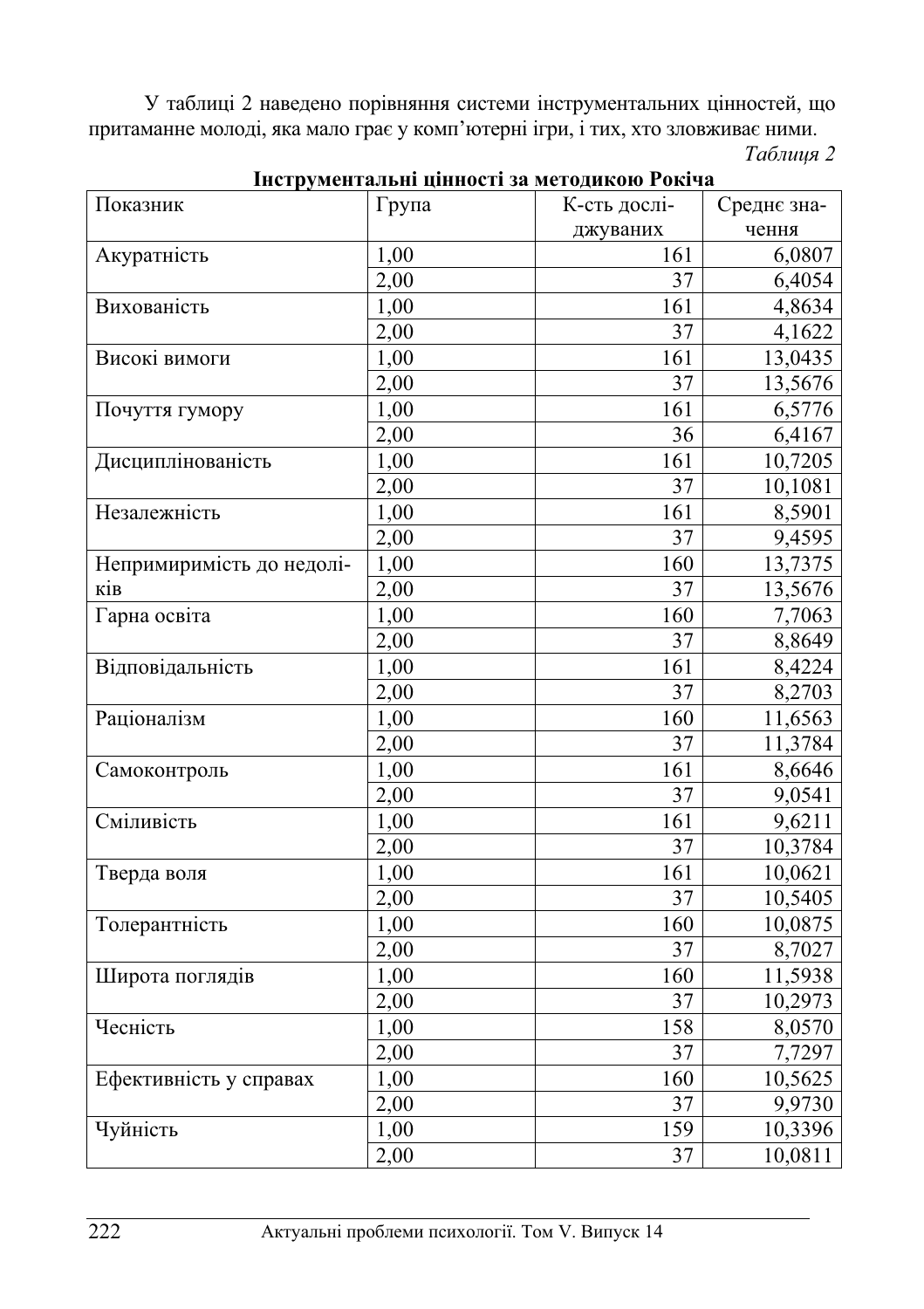У таблиці 2 наведено порівняння системи інструментальних цінностей, що притаманне молоді, яка мало грає у комп'ютерні ігри, і тих, хто зловживає ними.

*Таблиця 2*

**Інструментальні цінності за методикою Рокіча**

| Показник | Група | К-сть досліджуваних | Среднє значення |
|---|---|---|---|
| Акуратність | 1,00 | 161 | 6,0807 |
| | 2,00 | 37 | 6,4054 |
| Вихованість | 1,00 | 161 | 4,8634 |
| | 2,00 | 37 | 4,1622 |
| Високі вимоги | 1,00 | 161 | 13,0435 |
| | 2,00 | 37 | 13,5676 |
| Почуття гумору | 1,00 | 161 | 6,5776 |
| | 2,00 | 36 | 6,4167 |
| Дисциплінованість | 1,00 | 161 | 10,7205 |
| | 2,00 | 37 | 10,1081 |
| Незалежність | 1,00 | 161 | 8,5901 |
| | 2,00 | 37 | 9,4595 |
| Непримиримість до недоліків | 1,00 | 160 | 13,7375 |
| | 2,00 | 37 | 13,5676 |
| Гарна освіта | 1,00 | 160 | 7,7063 |
| | 2,00 | 37 | 8,8649 |
| Відповідальність | 1,00 | 161 | 8,4224 |
| | 2,00 | 37 | 8,2703 |
| Раціоналізм | 1,00 | 160 | 11,6563 |
| | 2,00 | 37 | 11,3784 |
| Самоконтроль | 1,00 | 161 | 8,6646 |
| | 2,00 | 37 | 9,0541 |
| Сміливість | 1,00 | 161 | 9,6211 |
| | 2,00 | 37 | 10,3784 |
| Тверда воля | 1,00 | 161 | 10,0621 |
| | 2,00 | 37 | 10,5405 |
| Толерантність | 1,00 | 160 | 10,0875 |
| | 2,00 | 37 | 8,7027 |
| Широта поглядів | 1,00 | 160 | 11,5938 |
| | 2,00 | 37 | 10,2973 |
| Чесність | 1,00 | 158 | 8,0570 |
| | 2,00 | 37 | 7,7297 |
| Ефективність у справах | 1,00 | 160 | 10,5625 |
| | 2,00 | 37 | 9,9730 |
| Чуйність | 1,00 | 159 | 10,3396 |
| | 2,00 | 37 | 10,0811 |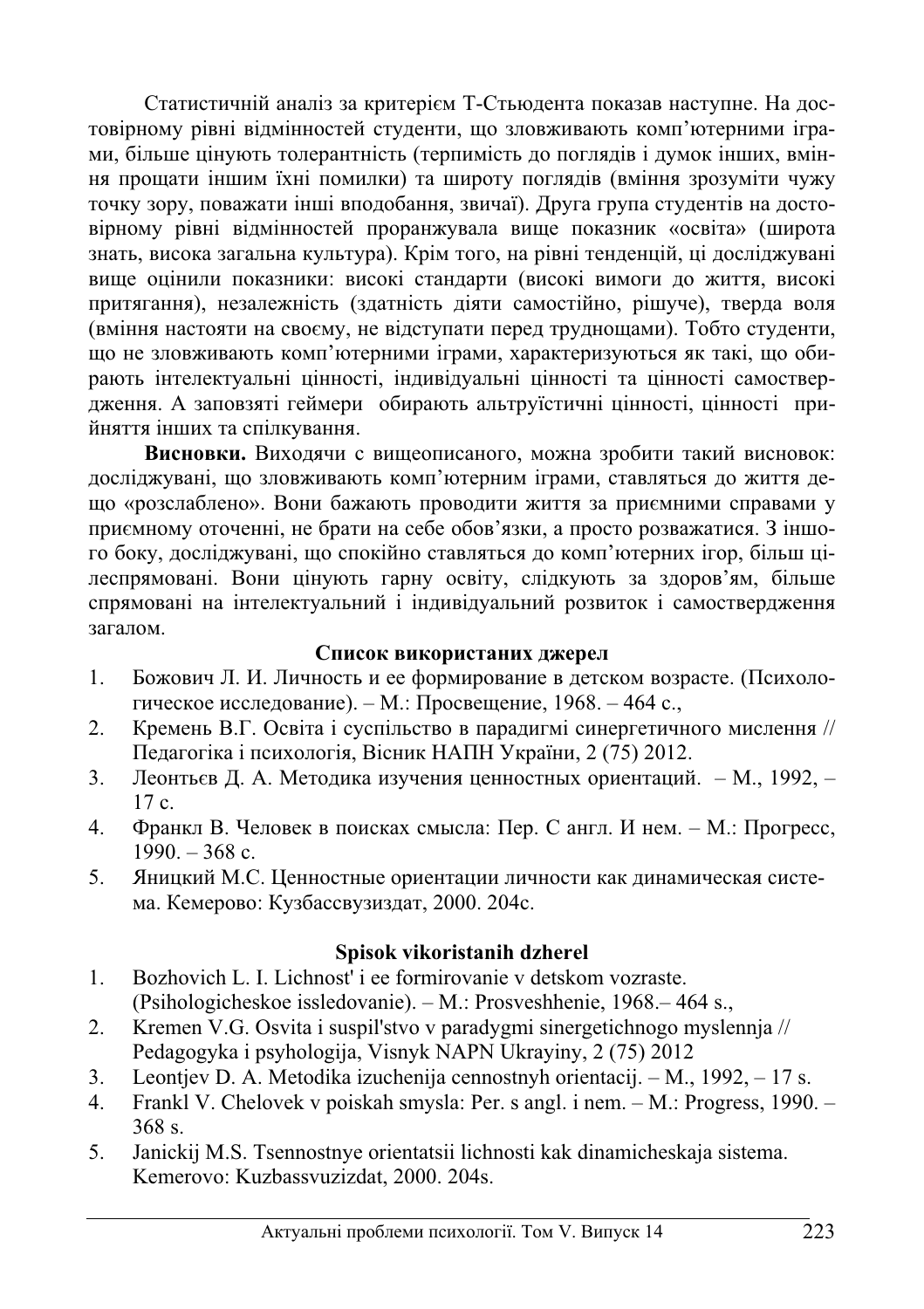Статистичній аналіз за критерієм Т-Стьюдента показав наступне. На достовірному рівні відмінностей студенти, що зловживають комп'ютерними іграми, більше цінують толерантність (терпимість до поглядів і думок інших, вміння прощати іншим їхні помилки) та широту поглядів (вміння зрозуміти чужу точку зору, поважати інші вподобання, звичаї). Друга група студентів на достовірному рівні відмінностей проранжувала вище показник «освіта» (широта знань, висока загальна культура). Крім того, на рівні тенденцій, ці досліджувані вище оцінили показники: високі стандарти (високі вимоги до життя, високі притягання), незалежність (здатність діяти самостійно, рішуче), тверда воля (вміння настояти на своєму, не відступати перед труднощами). Тобто студенти, що не зловживають комп'ютерними іграми, характеризуються як такі, що обирають інтелектуальні цінності, індивідуальні цінності та цінності самоствердження. А заповзяті геймери обирають альтруїстичні цінності, цінності прийняття інших та спілкування.

**Висновки.** Виходячи с вищеописаного, можна зробити такий висновок: досліджувані, що зловживають комп'ютерним іграми, ставляться до життя дещо «розслаблено». Вони бажають проводити життя за приємними справами у приємному оточенні, не брати на себе обов'язки, а просто розважатися. З іншого боку, досліджувані, що спокійно ставляться до комп'ютерних ігор, більш цілеспрямовані. Вони цінують гарну освіту, слідкують за здоров'ям, більше спрямовані на інтелектуальний і індивідуальний розвиток і самоствердження загалом.

**Список використаних джерел**

1. Божович Л. И. Личность и ее формирование в детском возрасте. (Психологическое исследование). – М.: Просвещение, 1968. – 464 с.,
2. Кремень В.Г. Освіта і суспільство в парадигмі синергетичного мислення // Педагогіка і психологія, Вісник НАПН України, 2 (75) 2012.
3. Леонтьєв Д. А. Методика изучения ценностных ориентаций. – М., 1992, – 17 с.
4. Франкл В. Человек в поисках смысла: Пер. С англ. И нем. – М.: Прогресс, 1990. – 368 с.
5. Яницкий М.С. Ценностные ориентации личности как динамическая система. Кемерово: Кузбассвузиздат, 2000. 204с.

**Spisok vikoristanih dzherel**

1. Bozhovich L. I. Lichnost' i ee formirovanie v detskom vozraste. (Psihologicheskoe issledovanie). – M.: Prosveshhenie, 1968.– 464 s.,
2. Kremen V.G. Osvita i suspil'stvo v paradygmi sinergetichnogo myslennja // Pedagogyka i psyhologija, Visnyk NAPN Ukrayiny, 2 (75) 2012
3. Leontjev D. A. Metodika izuchenija cennostnyh orientacij. – M., 1992, – 17 s.
4. Frankl V. Chelovek v poiskah smysla: Per. s angl. i nem. – M.: Progress, 1990. – 368 s.
5. Janickij M.S. Tsennostnye orientatsii lichnosti kak dinamicheskaja sistema. Kemerovo: Kuzbassvuzizdat, 2000. 204s.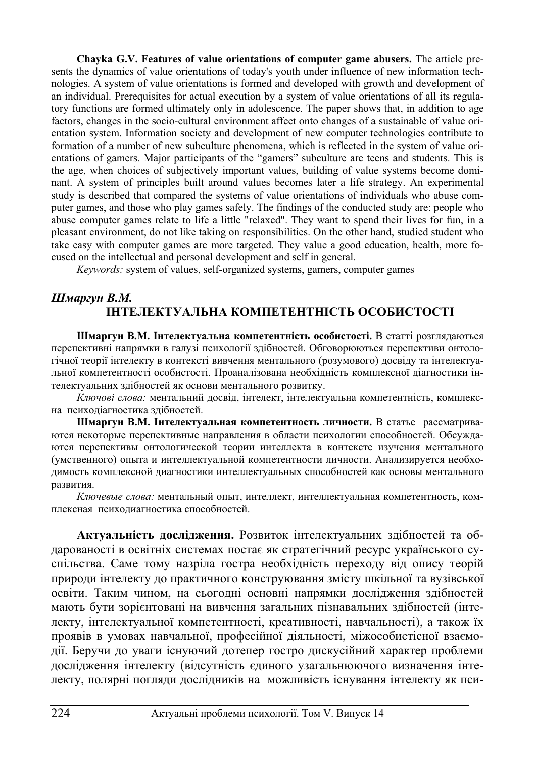**Chayka G.V. Features of value orientations of computer game abusers.** The article presents the dynamics of value orientations of today's youth under influence of new information technologies. A system of value orientations is formed and developed with growth and development of an individual. Prerequisites for actual execution by a system of value orientations of all its regulatory functions are formed ultimately only in adolescence. The paper shows that, in addition to age factors, changes in the socio-cultural environment affect onto changes of a sustainable of value orientation system. Information society and development of new computer technologies contribute to formation of a number of new subculture phenomena, which is reflected in the system of value orientations of gamers. Major participants of the "gamers" subculture are teens and students. This is the age, when choices of subjectively important values, building of value systems become dominant. A system of principles built around values becomes later a life strategy. An experimental study is described that compared the systems of value orientations of individuals who abuse computer games, and those who play games safely. The findings of the conducted study are: people who abuse computer games relate to life a little "relaxed". They want to spend their lives for fun, in a pleasant environment, do not like taking on responsibilities. On the other hand, studied student who take easy with computer games are more targeted. They value a good education, health, more focused on the intellectual and personal development and self in general.

*Keywords:* system of values, self-organized systems, gamers, computer games

***Шмаргун В.М.***

## ІНТЕЛЕКТУАЛЬНА КОМПЕТЕНТНІСТЬ ОСОБИСТОСТІ

**Шмаргун В.М. Інтелектуальна компетентність особистості.** В статті розглядаються перспективні напрямки в галузі психології здібностей. Обговорюються перспективи онтологічної теорії інтелекту в контексті вивчення ментального (розумового) досвіду та інтелектуальної компетентності особистості. Проаналізована необхідність комплексної діагностики інтелектуальних здібностей як основи ментального розвитку.

*Ключові слова:* ментальний досвід, інтелект, інтелектуальна компетентність, комплексна психодіагностика здібностей.

**Шмаргун В.М. Интеллектуальная компетентность личности.** В статье рассматриваются некоторые перспективные направления в области психологии способностей. Обсуждаются перспективы онтологической теории интеллекта в контексте изучения ментального (умственного) опыта и интеллектуальной компетентности личности. Анализируется необходимость комплексной диагностики интеллектуальных способностей как основы ментального развития.

*Ключевые слова:* ментальный опыт, интеллект, интеллектуальная компетентность, комплексная психодиагностика способностей.

**Актуальність дослідження.** Розвиток інтелектуальних здібностей та обдарованості в освітніх системах постає як стратегічний ресурс українського суспільства. Саме тому назріла гостра необхідність переходу від опису теорій природи інтелекту до практичного конструювання змісту шкільної та вузівської освіти. Таким чином, на сьогодні основні напрямки дослідження здібностей мають бути зорієнтовані на вивчення загальних пізнавальних здібностей (інтелекту, інтелектуальної компетентності, креативності, навчальності), а також їх проявів в умовах навчальної, професійної діяльності, міжособистісної взаємодії. Беручи до уваги існуючий дотепер гостро дискусійний характер проблеми дослідження інтелекту (відсутність єдиного узагальнюючого визначення інтелекту, полярні погляди дослідників на можливість існування інтелекту як пси-